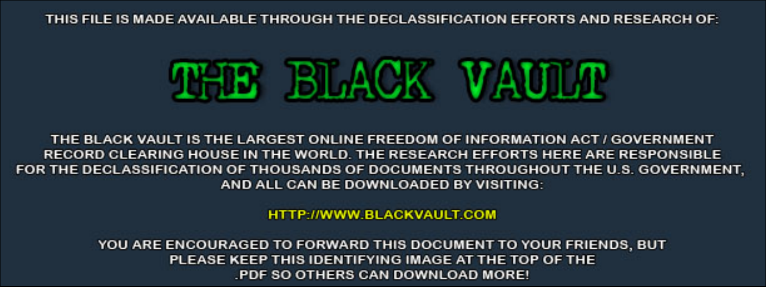THIS FILE IS MADE AVAILABLE THROUGH THE DECLASSIFICATION EFFORTS AND RESEARCH OF:

# THE BLACK VAULT

THE BLACK VAULT IS THE LARGEST ONLINE FREEDOM OF INFORMATION ACT / GOVERNMENT RECORD CLEARING HOUSE IN THE WORLD. THE RESEARCH EFFORTS HERE ARE RESPONSIBLE FOR THE DECLASSIFICATION OF THOUSANDS OF DOCUMENTS THROUGHOUT THE U.S. GOVERNMENT, AND ALL CAN BE DOWNLOADED BY VISITING:

HTTP://WWW.BLACKVAULT.COM

YOU ARE ENCOURAGED TO FORWARD THIS DOCUMENT TO YOUR FRIENDS, BUT PLEASE KEEP THIS IDENTIFYING IMAGE AT THE TOP OF THE .PDF SO OTHERS CAN DOWNLOAD MORE!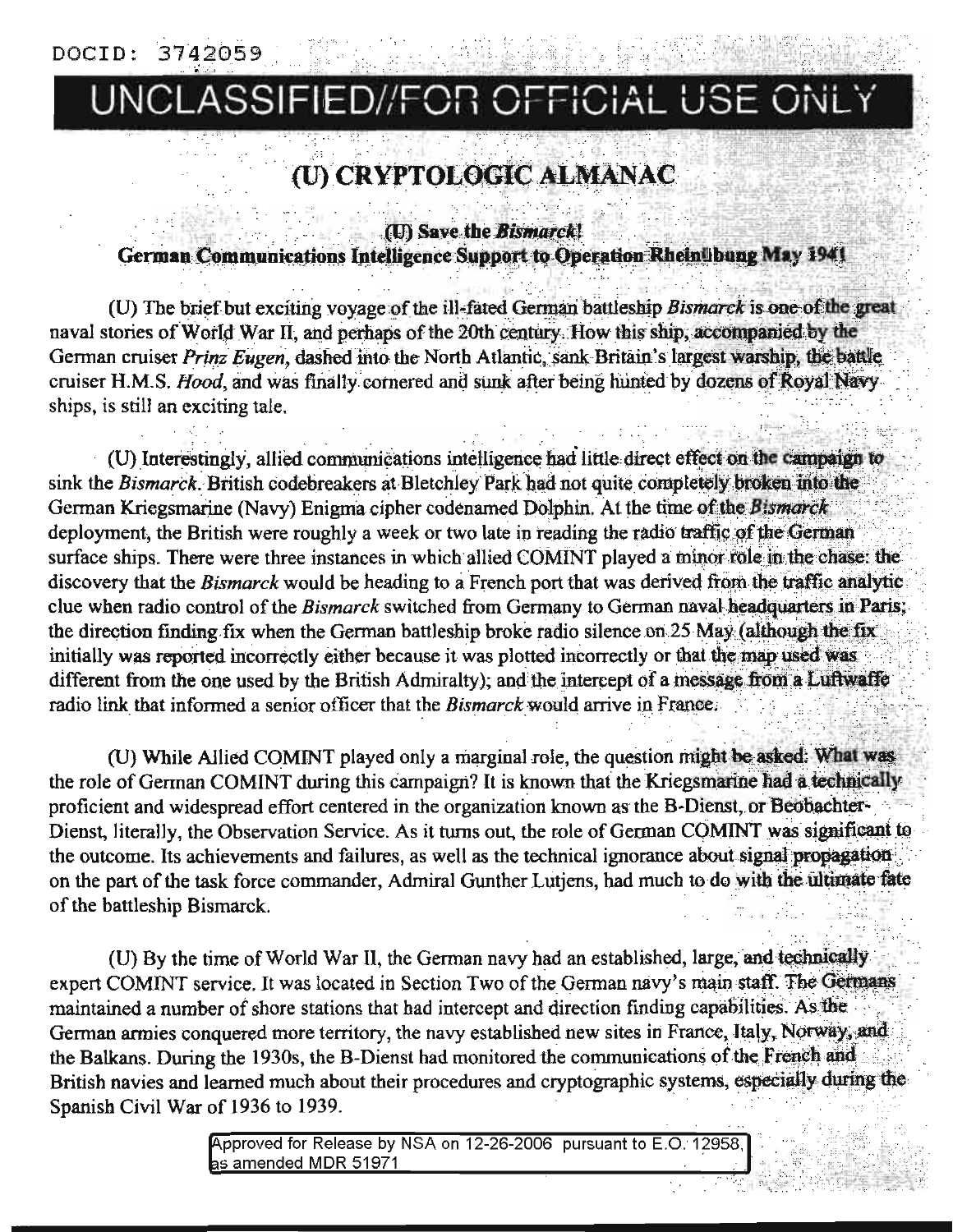# (U) CRYPTOLOGIC ALMANAC

## (U) Save the *Bismarck*! German Communications Intelligence Support to Operation Rheinübung May 1941

(U) The brief but exciting voyage of the ill-fated German battleship *Bismarck* is one of the great naval stories of World War II, and perhaps of the 20th century. How this ship, accompanied by the German cruiser *Prinz Eugen*, dashed into the North Atlantic, sank Britain's largest warship, the battle cruiser H.M.S. *Hood*, and was finally cornered and sunk after being hunted by dozens of Royal Navy ships, is still an exciting tale.

(U) Interestingly, allied communications intelligence had little direct effect on the campaign to sink the *Bismarck*. British codebreakers at Bletchley Park had not quite completely broken into the German Kriegsmarine (Navy) Enigma cipher codenamed Dolphin. At the time of the *Bismarck* deployment, the British were roughly a week or two late in reading the radio traffic of the German surface ships. There were three instances in which allied COMINT played a minor role in the chase: the discovery that the *Bismarck* would be heading to a French port that was derived from the traffic analytic clue when radio control of the *Bismarck* switched from Germany to German naval headquarters in Paris; the direction finding fix when the German battleship broke radio silence on 25 May (although the fix initially was reported incorrectly either because it was plotted incorrectly or that the map used was different from the one used by the British Admiralty); and the intercept of a message from a Luftwaffe radio link that informed a senior officer that the *Bismarck* would arrive in France.

(U) While Allied COMINT played only a marginal role, the question might be asked: What was the role of German COMINT during this campaign? It is known that the Kriegsmarine had a technically proficient and widespread effort centered in the organization known as the B-Dienst, or Beobachter-Dienst, literally, the Observation Service. As it turns out, the role of German COMINT was significant to the outcome. Its achievements and failures, as well as the technical ignorance about signal propagation on the part of the task force commander, Admiral Gunther Lutjens, had much to do with the ultimate fate of the battleship Bismarck.

(U) By the time of World War II, the German navy had an established, large, and technically expert COMINT service. It was located in Section Two of the German navy's main staff. The Germans maintained a number of shore stations that had intercept and direction finding capabilities. As the German armies conquered more territory, the navy established new sites in France, Italy, Norway, and the Balkans. During the 1930s, the B-Dienst had monitored the communications of the French and British navies and learned much about their procedures and cryptographic systems, especially during the Spanish Civil War of 1936 to 1939.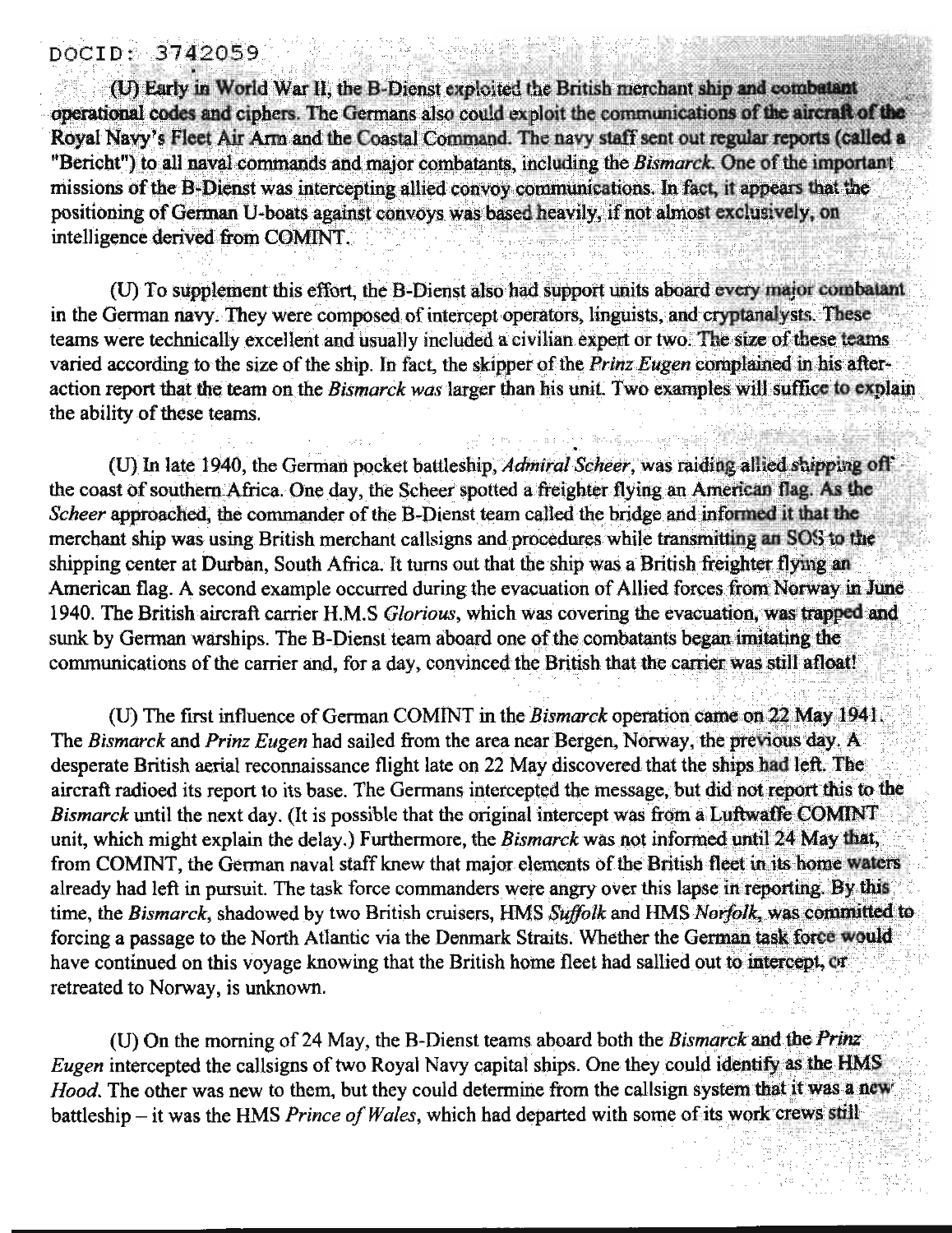(U) Early in World War II, the B-Dienst exploited the British merchant ship and combatant operational codes and ciphers. The Germans also could exploit the communications of the aircraft of the Royal Navy's Fleet Air Arm and the Coastal Command. The navy staff sent out regular reports (called a "Bericht") to all naval commands and major combatants, including the *Bismarck*. One of the important missions of the B-Dienst was intercepting allied convoy communications. In fact, it appears that the positioning of German U-boats against convoys was based heavily, if not almost exclusively, on intelligence derived from COMINT.

(U) To supplement this effort, the B-Dienst also had support units aboard every major combatant in the German navy. They were composed of intercept operators, linguists, and cryptanalysts. These teams were technically excellent and usually included a civilian expert or two. The size of these teams varied according to the size of the ship. In fact, the skipper of the *Prinz Eugen* complained in his after-action report that the team on the *Bismarck was* larger than his unit. Two examples will suffice to explain the ability of these teams.

(U) In late 1940, the German pocket battleship, *Admiral Scheer*, was raiding allied shipping off the coast of southern Africa. One day, the Scheer spotted a freighter flying an American flag. As the *Scheer* approached, the commander of the B-Dienst team called the bridge and informed it that the merchant ship was using British merchant callsigns and procedures while transmitting an SOS to the shipping center at Durban, South Africa. It turns out that the ship was a British freighter flying an American flag. A second example occurred during the evacuation of Allied forces from Norway in June 1940. The British aircraft carrier H.M.S *Glorious*, which was covering the evacuation, was trapped and sunk by German warships. The B-Dienst team aboard one of the combatants began imitating the communications of the carrier and, for a day, convinced the British that the carrier was still afloat!

(U) The first influence of German COMINT in the *Bismarck* operation came on 22 May 1941. The *Bismarck* and *Prinz Eugen* had sailed from the area near Bergen, Norway, the previous day. A desperate British aerial reconnaissance flight late on 22 May discovered that the ships had left. The aircraft radioed its report to its base. The Germans intercepted the message, but did not report this to the *Bismarck* until the next day. (It is possible that the original intercept was from a Luftwaffe COMINT unit, which might explain the delay.) Furthermore, the *Bismarck* was not informed until 24 May that, from COMINT, the German naval staff knew that major elements of the British fleet in its home waters already had left in pursuit. The task force commanders were angry over this lapse in reporting. By this time, the *Bismarck*, shadowed by two British cruisers, HMS *Suffolk* and HMS *Norfolk*, was committed to forcing a passage to the North Atlantic via the Denmark Straits. Whether the German task force would have continued on this voyage knowing that the British home fleet had sallied out to intercept, or retreated to Norway, is unknown.

(U) On the morning of 24 May, the B-Dienst teams aboard both the *Bismarck* and the *Prinz Eugen* intercepted the callsigns of two Royal Navy capital ships. One they could identify as the HMS *Hood*. The other was new to them, but they could determine from the callsign system that it was a new battleship – it was the HMS *Prince of Wales*, which had departed with some of its work crews still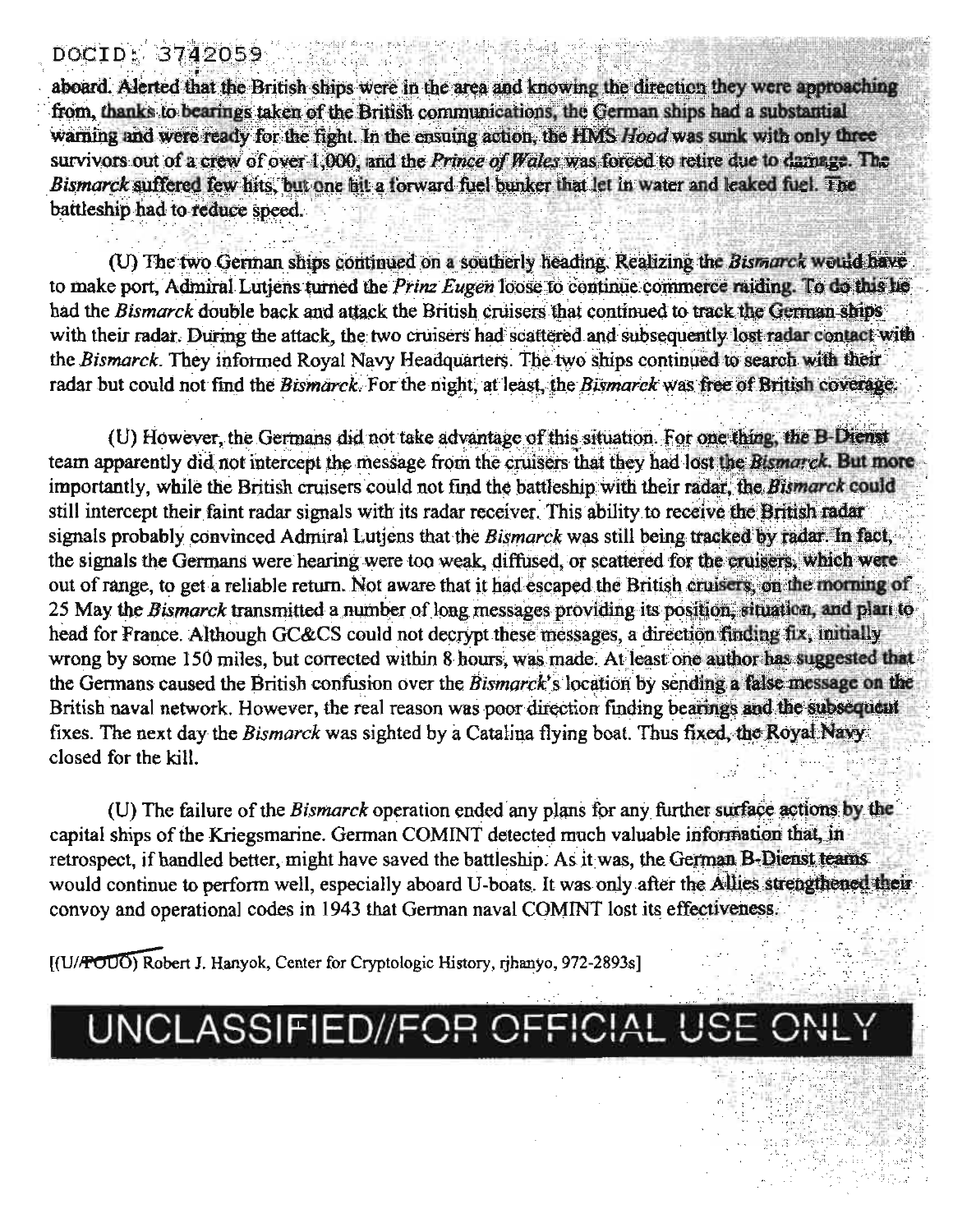aboard. Alerted that the British ships were in the area and knowing the direction they were approaching from, thanks to bearings taken of the British communications, the German ships had a substantial warning and were ready for the fight. In the ensuing action, the HMS *Hood* was sunk with only three survivors out of a crew of over 1,000, and the *Prince of Wales* was forced to retire due to damage. The *Bismarck* suffered few hits, but one hit a forward fuel bunker that let in water and leaked fuel. The battleship had to reduce speed.

(U) The two German ships continued on a southerly heading. Realizing the *Bismarck* would have to make port, Admiral Lutjens turned the *Prinz Eugen* loose to continue commerce raiding. To do this he had the *Bismarck* double back and attack the British cruisers that continued to track the German ships with their radar. During the attack, the two cruisers had scattered and subsequently lost radar contact with the *Bismarck*. They informed Royal Navy Headquarters. The two ships continued to search with their radar but could not find the *Bismarck*. For the night, at least, the *Bismarck* was free of British coverage.

(U) However, the Germans did not take advantage of this situation. For one thing, the B-Dienst team apparently did not intercept the message from the cruisers that they had lost the *Bismarck*. But more importantly, while the British cruisers could not find the battleship with their radar, the *Bismarck* could still intercept their faint radar signals with its radar receiver. This ability to receive the British radar signals probably convinced Admiral Lutjens that the *Bismarck* was still being tracked by radar. In fact, the signals the Germans were hearing were too weak, diffused, or scattered for the cruisers, which were out of range, to get a reliable return. Not aware that it had escaped the British cruisers, on the morning of 25 May the *Bismarck* transmitted a number of long messages providing its position, situation, and plan to head for France. Although GC&CS could not decrypt these messages, a direction finding fix, initially wrong by some 150 miles, but corrected within 8 hours, was made. At least one author has suggested that the Germans caused the British confusion over the *Bismarck*'s location by sending a false message on the British naval network. However, the real reason was poor direction finding bearings and the subsequent fixes. The next day the *Bismarck* was sighted by a Catalina flying boat. Thus fixed, the Royal Navy closed for the kill.

(U) The failure of the *Bismarck* operation ended any plans for any further surface actions by the capital ships of the Kriegsmarine. German COMINT detected much valuable information that, in retrospect, if handled better, might have saved the battleship. As it was, the German B-Dienst teams would continue to perform well, especially aboard U-boats. It was only after the Allies strengthened their convoy and operational codes in 1943 that German naval COMINT lost its effectiveness.

[(U/~~FOUO~~) Robert J. Hanyok, Center for Cryptologic History, rjhanyo, 972-2893s]

**UNCLASSIFIED//FOR OFFICIAL USE ONLY**